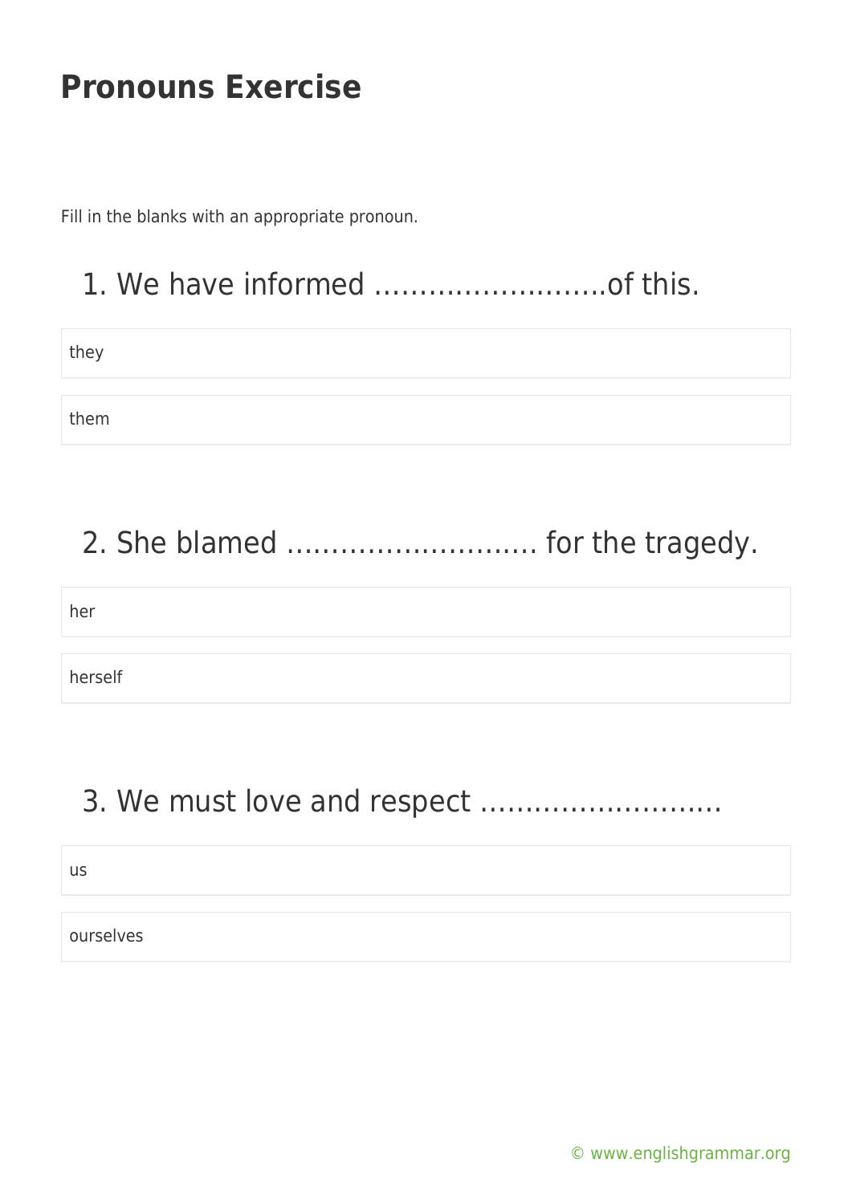# Pronouns Exercise

Fill in the blanks with an appropriate pronoun.

## 1. We have informed ……………………..of this.

they

them

## 2. She blamed ………………………. for the tragedy.

her

herself

## 3. We must love and respect ……………………..

us

ourselves

© www.englishgrammar.org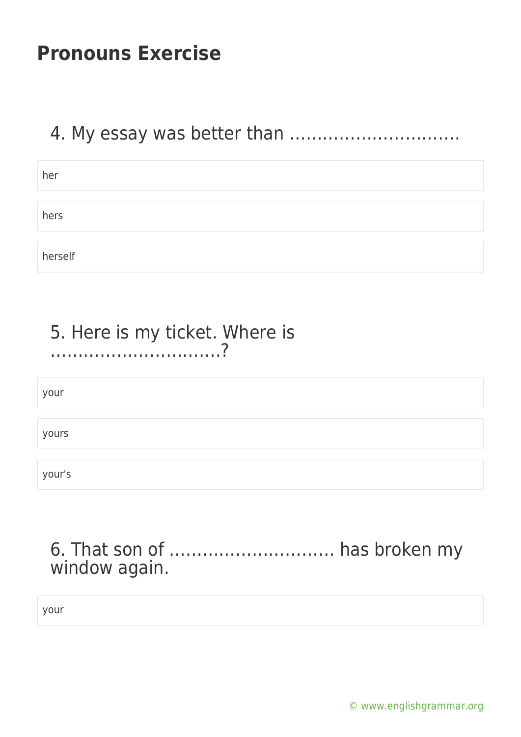# Pronouns Exercise

## 4. My essay was better than …………………………

her

hers

herself

## 5. Here is my ticket. Where is …………………………?

your

yours

your's

## 6. That son of ………………………… has broken my window again.

your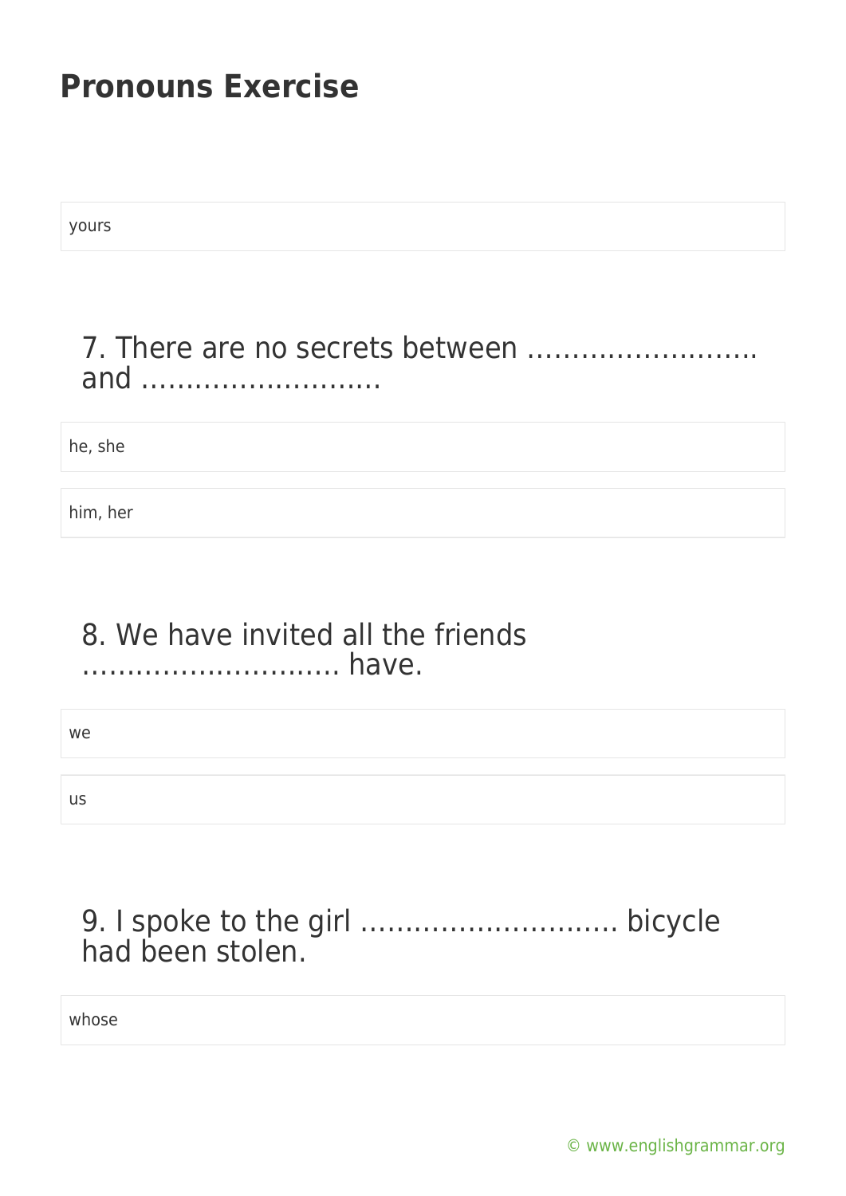# Pronouns Exercise

yours

## 7. There are no secrets between …………………….. and ………………………

he, she

him, her

## 8. We have invited all the friends ……………………….. have.

we

us

## 9. I spoke to the girl ……………………….. bicycle had been stolen.

whose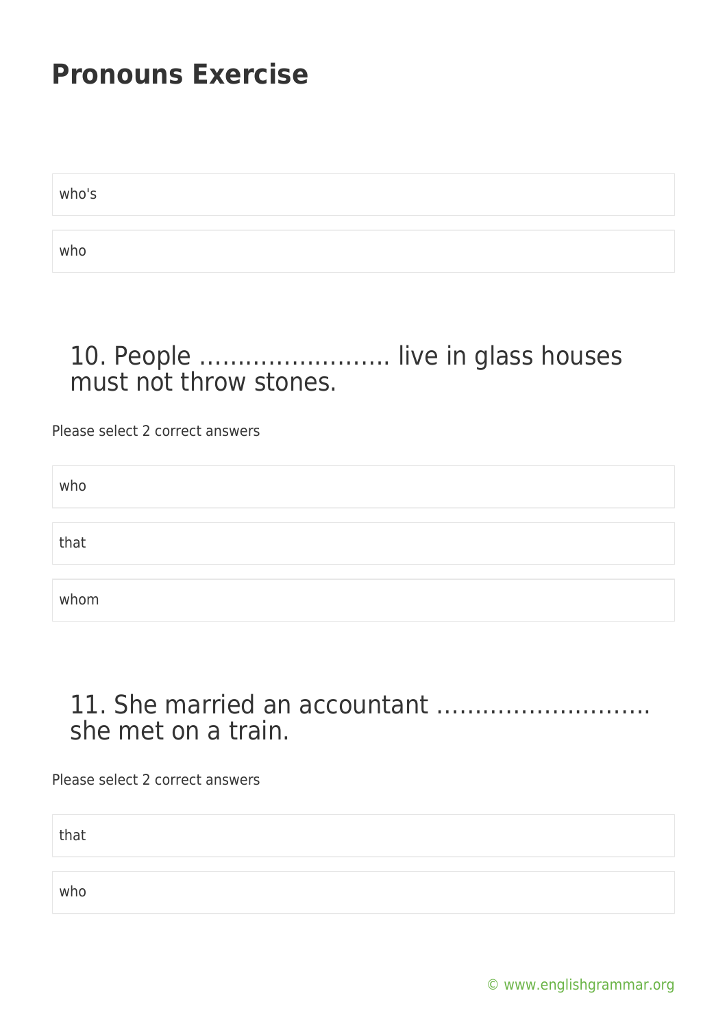# Pronouns Exercise

who's

who

## 10. People ……………………. live in glass houses must not throw stones.

Please select 2 correct answers

who

that

whom

## 11. She married an accountant ………………………. she met on a train.

Please select 2 correct answers

that

who

© www.englishgrammar.org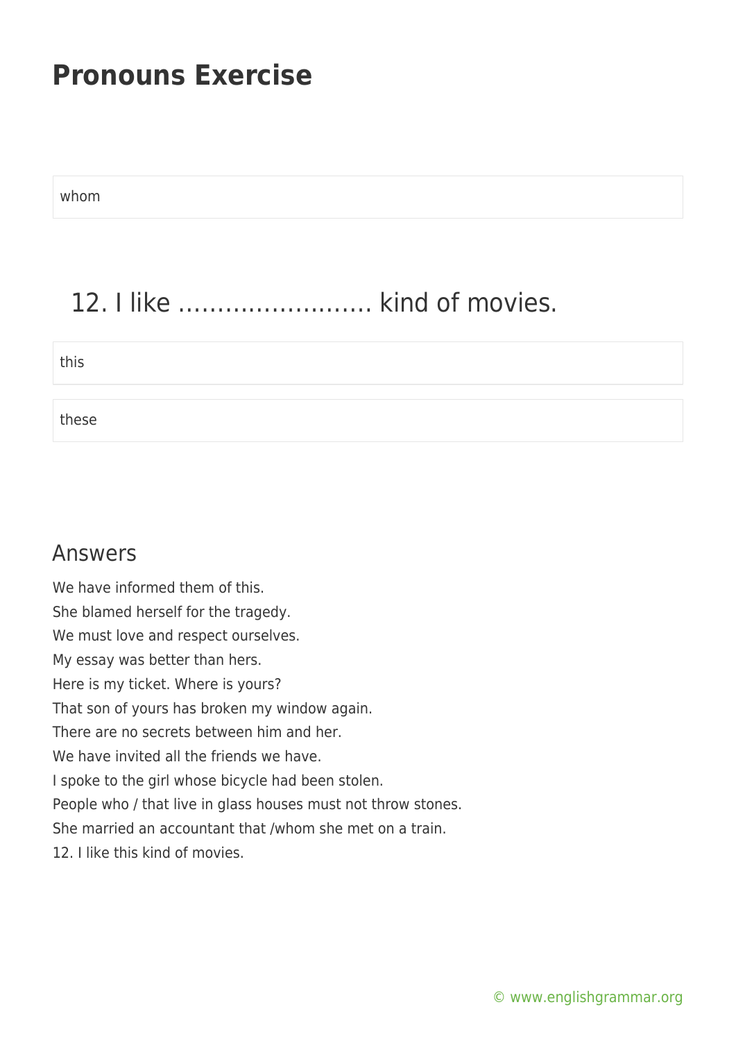# Pronouns Exercise

whom

## 12. I like ……………………. kind of movies.

this

these

## Answers

We have informed them of this.
She blamed herself for the tragedy.
We must love and respect ourselves.
My essay was better than hers.
Here is my ticket. Where is yours?
That son of yours has broken my window again.
There are no secrets between him and her.
We have invited all the friends we have.
I spoke to the girl whose bicycle had been stolen.
People who / that live in glass houses must not throw stones.
She married an accountant that /whom she met on a train.
12. I like this kind of movies.

© www.englishgrammar.org